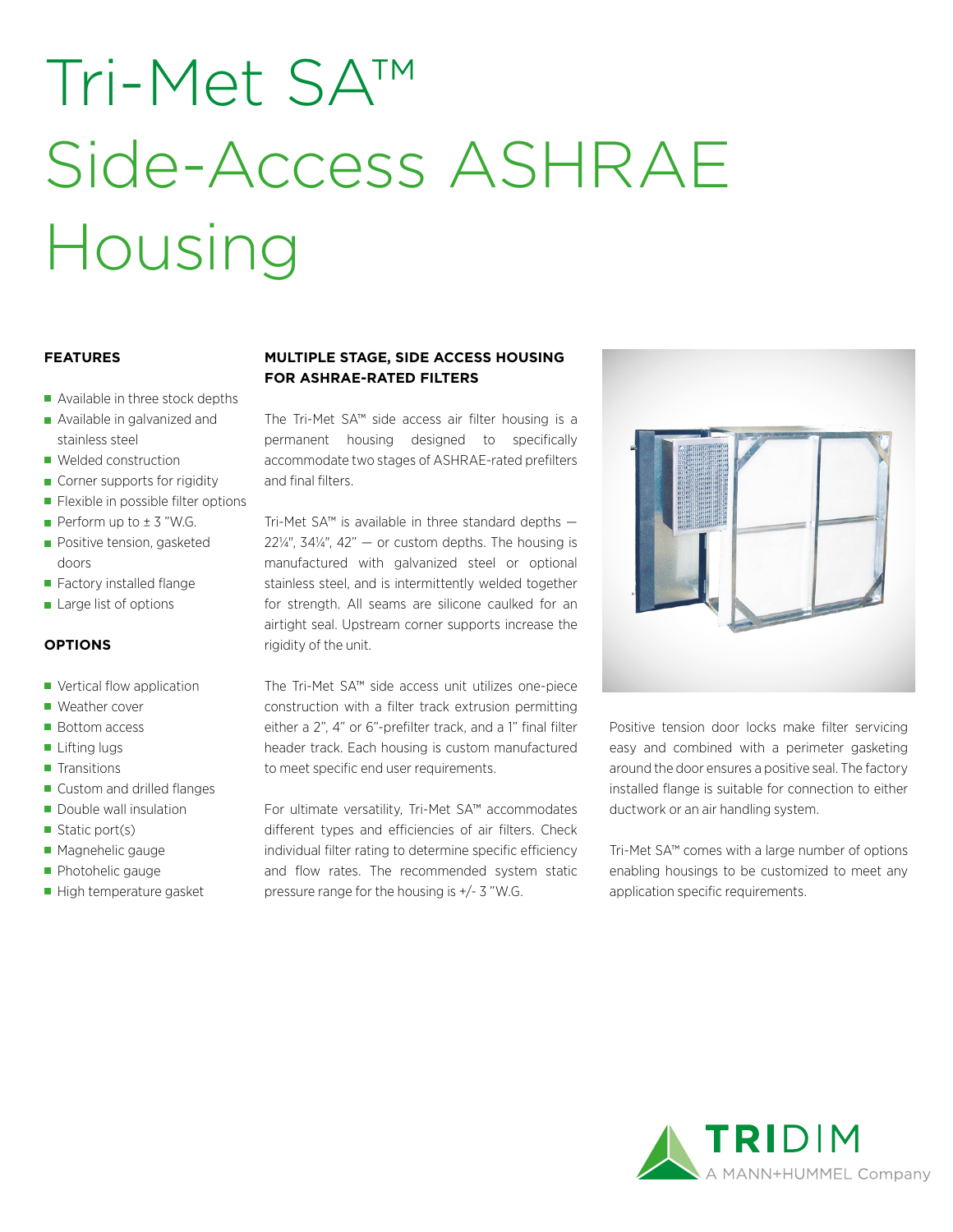# Tri-Met SA™ Side-Access ASHRAE Housing

**FEATURES**

- Available in three stock depths
- Available in galvanized and stainless steel
- Welded construction
- Corner supports for rigidity
- Flexible in possible filter options
- Perform up to ± 3 "W.G.
- Positive tension, gasketed doors
- Factory installed flange
- Large list of options

**OPTIONS**

- Vertical flow application
- Weather cover
- Bottom access
- Lifting lugs
- Transitions
- Custom and drilled flanges
- Double wall insulation
- Static port(s)
- Magnehelic gauge
- Photohelic gauge
- High temperature gasket

**MULTIPLE STAGE, SIDE ACCESS HOUSING FOR ASHRAE-RATED FILTERS**

The Tri-Met SA™ side access air filter housing is a permanent housing designed to specifically accommodate two stages of ASHRAE-rated prefilters and final filters.

Tri-Met SA™ is available in three standard depths — 22¼", 34¼", 42" — or custom depths. The housing is manufactured with galvanized steel or optional stainless steel, and is intermittently welded together for strength. All seams are silicone caulked for an airtight seal. Upstream corner supports increase the rigidity of the unit.

The Tri-Met SA™ side access unit utilizes one-piece construction with a filter track extrusion permitting either a 2", 4" or 6"-prefilter track, and a 1" final filter header track. Each housing is custom manufactured to meet specific end user requirements.

For ultimate versatility, Tri-Met SA™ accommodates different types and efficiencies of air filters. Check individual filter rating to determine specific efficiency and flow rates. The recommended system static pressure range for the housing is +/- 3 "W.G.

Positive tension door locks make filter servicing easy and combined with a perimeter gasketing around the door ensures a positive seal. The factory installed flange is suitable for connection to either ductwork or an air handling system.

Tri-Met SA™ comes with a large number of options enabling housings to be customized to meet any application specific requirements.

TRIDIM
A MANN+HUMMEL Company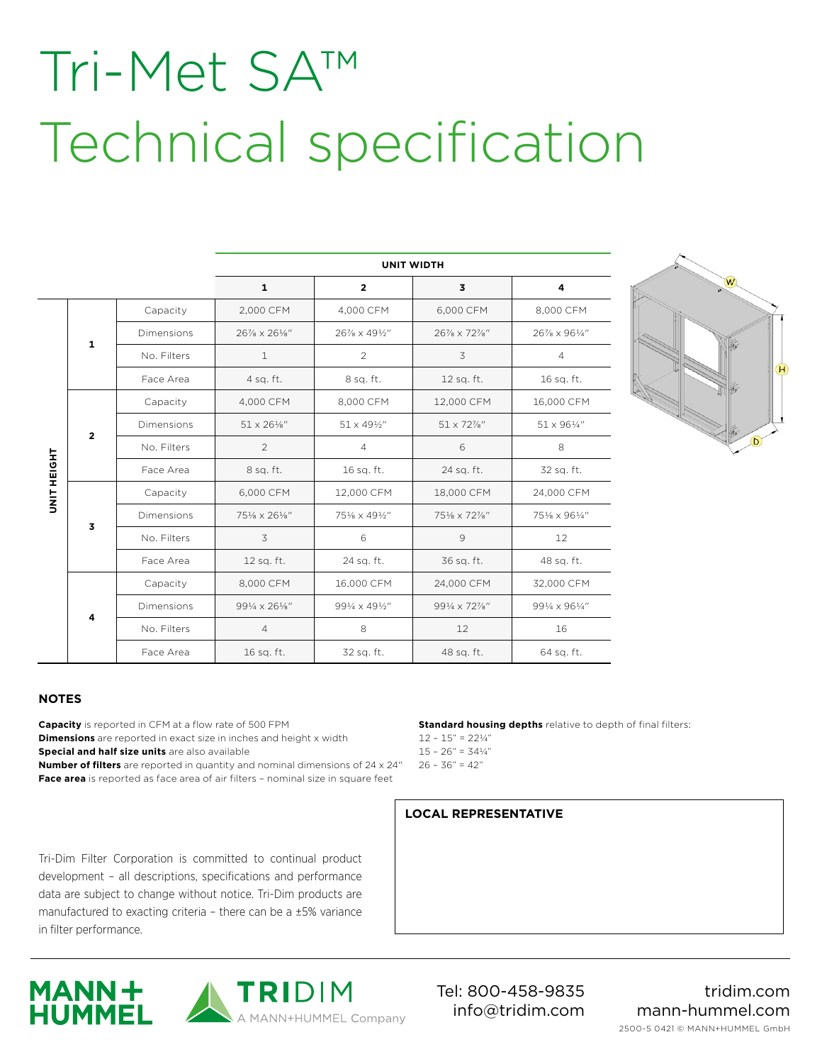# Tri-Met SA™ Technical specification

| | | | UNIT WIDTH | | | |
|---|---|---|---|---|---|---|
| | | | **1** | **2** | **3** | **4** |
| UNIT HEIGHT | **1** | Capacity | 2,000 CFM | 4,000 CFM | 6,000 CFM | 8,000 CFM |
| | | Dimensions | 26⅞ x 26⅛" | 26⅞ x 49½" | 26⅞ x 72⅞" | 26⅞ x 96¼" |
| | | No. Filters | 1 | 2 | 3 | 4 |
| | | Face Area | 4 sq. ft. | 8 sq. ft. | 12 sq. ft. | 16 sq. ft. |
| | **2** | Capacity | 4,000 CFM | 8,000 CFM | 12,000 CFM | 16,000 CFM |
| | | Dimensions | 51 x 26⅛" | 51 x 49½" | 51 x 72⅞" | 51 x 96¼" |
| | | No. Filters | 2 | 4 | 6 | 8 |
| | | Face Area | 8 sq. ft. | 16 sq. ft. | 24 sq. ft. | 32 sq. ft. |
| | **3** | Capacity | 6,000 CFM | 12,000 CFM | 18,000 CFM | 24,000 CFM |
| | | Dimensions | 75⅛ x 26⅛" | 75⅛ x 49½" | 75⅛ x 72⅞" | 75⅛ x 96¼" |
| | | No. Filters | 3 | 6 | 9 | 12 |
| | | Face Area | 12 sq. ft. | 24 sq. ft. | 36 sq. ft. | 48 sq. ft. |
| | **4** | Capacity | 8,000 CFM | 16,000 CFM | 24,000 CFM | 32,000 CFM |
| | | Dimensions | 99¼ x 26⅛" | 99¼ x 49½" | 99¼ x 72⅞" | 99¼ x 96¼" |
| | | No. Filters | 4 | 8 | 12 | 16 |
| | | Face Area | 16 sq. ft. | 32 sq. ft. | 48 sq. ft. | 64 sq. ft. |

W

H

D

## NOTES

**Capacity** is reported in CFM at a flow rate of 500 FPM
**Dimensions** are reported in exact size in inches and height x width
**Special and half size units** are also available
**Number of filters** are reported in quantity and nominal dimensions of 24 x 24"
**Face area** is reported as face area of air filters – nominal size in square feet

**Standard housing depths** relative to depth of final filters:
12 – 15" = 22¼"
15 – 26" = 34¼"
26 – 36" = 42"

Tri-Dim Filter Corporation is committed to continual product development – all descriptions, specifications and performance data are subject to change without notice. Tri-Dim products are manufactured to exacting criteria – there can be a ±5% variance in filter performance.

**LOCAL REPRESENTATIVE**

MANN+HUMMEL

TRIDIM A MANN+HUMMEL Company

Tel: 800-458-9835
info@tridim.com

tridim.com
mann-hummel.com

2500-5 0421 © MANN+HUMMEL GmbH